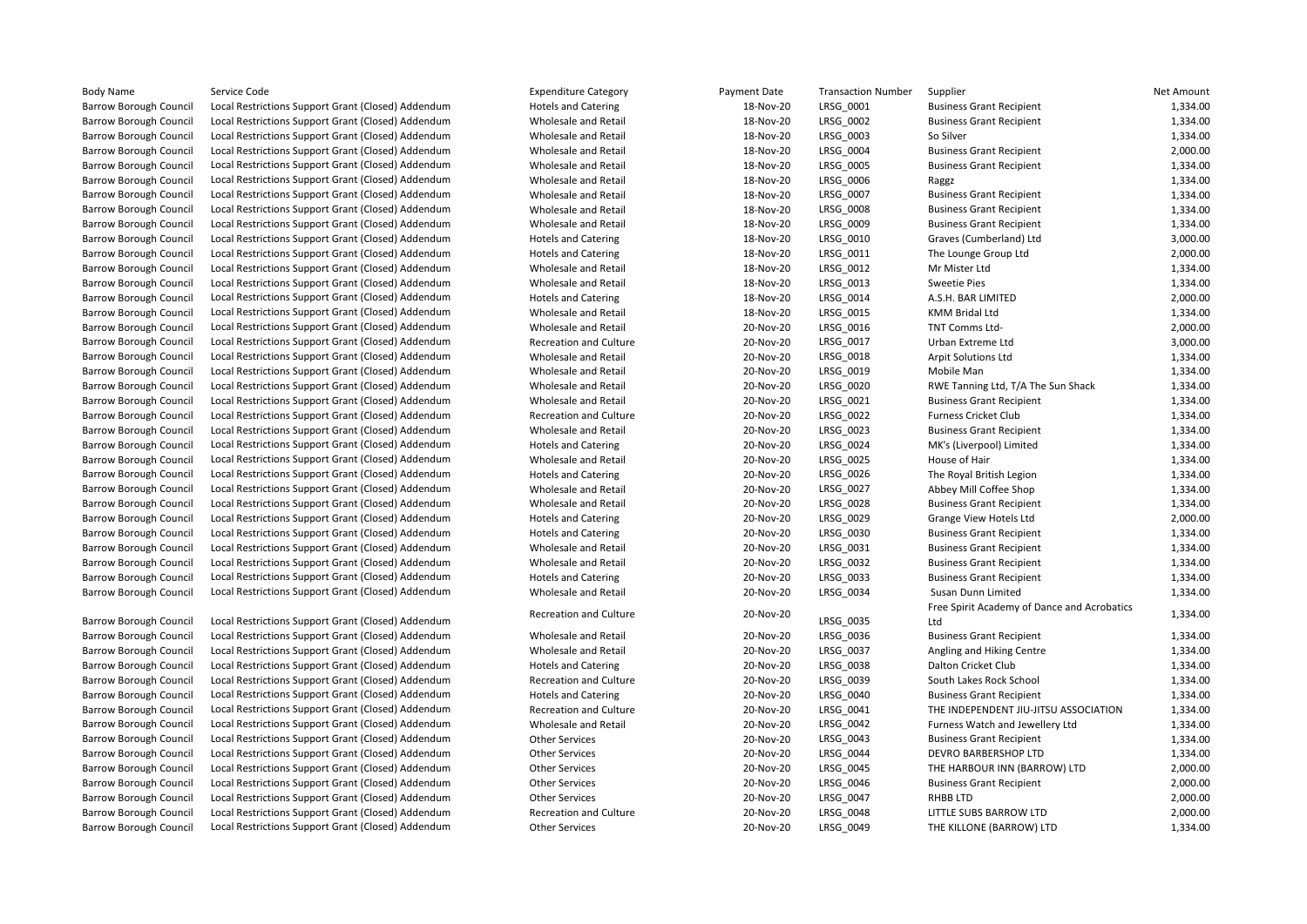| Body Name | Service Code | Expenditure Category | Payment Date | Transaction Number | Supplier | Net Amount |
|---|---|---|---|---|---|---|
| Barrow Borough Council | Local Restrictions Support Grant (Closed) Addendum | Hotels and Catering | 18-Nov-20 | LRSG_0001 | Business Grant Recipient | 1,334.00 |
| Barrow Borough Council | Local Restrictions Support Grant (Closed) Addendum | Wholesale and Retail | 18-Nov-20 | LRSG_0002 | Business Grant Recipient | 1,334.00 |
| Barrow Borough Council | Local Restrictions Support Grant (Closed) Addendum | Wholesale and Retail | 18-Nov-20 | LRSG_0003 | So Silver | 1,334.00 |
| Barrow Borough Council | Local Restrictions Support Grant (Closed) Addendum | Wholesale and Retail | 18-Nov-20 | LRSG_0004 | Business Grant Recipient | 2,000.00 |
| Barrow Borough Council | Local Restrictions Support Grant (Closed) Addendum | Wholesale and Retail | 18-Nov-20 | LRSG_0005 | Business Grant Recipient | 1,334.00 |
| Barrow Borough Council | Local Restrictions Support Grant (Closed) Addendum | Wholesale and Retail | 18-Nov-20 | LRSG_0006 | Raggz | 1,334.00 |
| Barrow Borough Council | Local Restrictions Support Grant (Closed) Addendum | Wholesale and Retail | 18-Nov-20 | LRSG_0007 | Business Grant Recipient | 1,334.00 |
| Barrow Borough Council | Local Restrictions Support Grant (Closed) Addendum | Wholesale and Retail | 18-Nov-20 | LRSG_0008 | Business Grant Recipient | 1,334.00 |
| Barrow Borough Council | Local Restrictions Support Grant (Closed) Addendum | Wholesale and Retail | 18-Nov-20 | LRSG_0009 | Business Grant Recipient | 1,334.00 |
| Barrow Borough Council | Local Restrictions Support Grant (Closed) Addendum | Hotels and Catering | 18-Nov-20 | LRSG_0010 | Graves (Cumberland) Ltd | 3,000.00 |
| Barrow Borough Council | Local Restrictions Support Grant (Closed) Addendum | Hotels and Catering | 18-Nov-20 | LRSG_0011 | The Lounge Group Ltd | 2,000.00 |
| Barrow Borough Council | Local Restrictions Support Grant (Closed) Addendum | Wholesale and Retail | 18-Nov-20 | LRSG_0012 | Mr Mister Ltd | 1,334.00 |
| Barrow Borough Council | Local Restrictions Support Grant (Closed) Addendum | Wholesale and Retail | 18-Nov-20 | LRSG_0013 | Sweetie Pies | 1,334.00 |
| Barrow Borough Council | Local Restrictions Support Grant (Closed) Addendum | Hotels and Catering | 18-Nov-20 | LRSG_0014 | A.S.H. BAR LIMITED | 2,000.00 |
| Barrow Borough Council | Local Restrictions Support Grant (Closed) Addendum | Wholesale and Retail | 18-Nov-20 | LRSG_0015 | KMM Bridal Ltd | 1,334.00 |
| Barrow Borough Council | Local Restrictions Support Grant (Closed) Addendum | Wholesale and Retail | 20-Nov-20 | LRSG_0016 | TNT Comms Ltd- | 2,000.00 |
| Barrow Borough Council | Local Restrictions Support Grant (Closed) Addendum | Recreation and Culture | 20-Nov-20 | LRSG_0017 | Urban Extreme Ltd | 3,000.00 |
| Barrow Borough Council | Local Restrictions Support Grant (Closed) Addendum | Wholesale and Retail | 20-Nov-20 | LRSG_0018 | Arpit Solutions Ltd | 1,334.00 |
| Barrow Borough Council | Local Restrictions Support Grant (Closed) Addendum | Wholesale and Retail | 20-Nov-20 | LRSG_0019 | Mobile Man | 1,334.00 |
| Barrow Borough Council | Local Restrictions Support Grant (Closed) Addendum | Wholesale and Retail | 20-Nov-20 | LRSG_0020 | RWE Tanning Ltd, T/A The Sun Shack | 1,334.00 |
| Barrow Borough Council | Local Restrictions Support Grant (Closed) Addendum | Wholesale and Retail | 20-Nov-20 | LRSG_0021 | Business Grant Recipient | 1,334.00 |
| Barrow Borough Council | Local Restrictions Support Grant (Closed) Addendum | Recreation and Culture | 20-Nov-20 | LRSG_0022 | Furness Cricket Club | 1,334.00 |
| Barrow Borough Council | Local Restrictions Support Grant (Closed) Addendum | Wholesale and Retail | 20-Nov-20 | LRSG_0023 | Business Grant Recipient | 1,334.00 |
| Barrow Borough Council | Local Restrictions Support Grant (Closed) Addendum | Hotels and Catering | 20-Nov-20 | LRSG_0024 | MK's (Liverpool) Limited | 1,334.00 |
| Barrow Borough Council | Local Restrictions Support Grant (Closed) Addendum | Wholesale and Retail | 20-Nov-20 | LRSG_0025 | House of Hair | 1,334.00 |
| Barrow Borough Council | Local Restrictions Support Grant (Closed) Addendum | Hotels and Catering | 20-Nov-20 | LRSG_0026 | The Royal British Legion | 1,334.00 |
| Barrow Borough Council | Local Restrictions Support Grant (Closed) Addendum | Wholesale and Retail | 20-Nov-20 | LRSG_0027 | Abbey Mill Coffee Shop | 1,334.00 |
| Barrow Borough Council | Local Restrictions Support Grant (Closed) Addendum | Wholesale and Retail | 20-Nov-20 | LRSG_0028 | Business Grant Recipient | 1,334.00 |
| Barrow Borough Council | Local Restrictions Support Grant (Closed) Addendum | Hotels and Catering | 20-Nov-20 | LRSG_0029 | Grange View Hotels Ltd | 2,000.00 |
| Barrow Borough Council | Local Restrictions Support Grant (Closed) Addendum | Hotels and Catering | 20-Nov-20 | LRSG_0030 | Business Grant Recipient | 1,334.00 |
| Barrow Borough Council | Local Restrictions Support Grant (Closed) Addendum | Wholesale and Retail | 20-Nov-20 | LRSG_0031 | Business Grant Recipient | 1,334.00 |
| Barrow Borough Council | Local Restrictions Support Grant (Closed) Addendum | Wholesale and Retail | 20-Nov-20 | LRSG_0032 | Business Grant Recipient | 1,334.00 |
| Barrow Borough Council | Local Restrictions Support Grant (Closed) Addendum | Hotels and Catering | 20-Nov-20 | LRSG_0033 | Business Grant Recipient | 1,334.00 |
| Barrow Borough Council | Local Restrictions Support Grant (Closed) Addendum | Wholesale and Retail | 20-Nov-20 | LRSG_0034 | Susan Dunn Limited | 1,334.00 |
| Barrow Borough Council | Local Restrictions Support Grant (Closed) Addendum | Recreation and Culture | 20-Nov-20 | LRSG_0035 | Free Spirit Academy of Dance and Acrobatics Ltd | 1,334.00 |
| Barrow Borough Council | Local Restrictions Support Grant (Closed) Addendum | Wholesale and Retail | 20-Nov-20 | LRSG_0036 | Business Grant Recipient | 1,334.00 |
| Barrow Borough Council | Local Restrictions Support Grant (Closed) Addendum | Wholesale and Retail | 20-Nov-20 | LRSG_0037 | Angling and Hiking Centre | 1,334.00 |
| Barrow Borough Council | Local Restrictions Support Grant (Closed) Addendum | Hotels and Catering | 20-Nov-20 | LRSG_0038 | Dalton Cricket Club | 1,334.00 |
| Barrow Borough Council | Local Restrictions Support Grant (Closed) Addendum | Recreation and Culture | 20-Nov-20 | LRSG_0039 | South Lakes Rock School | 1,334.00 |
| Barrow Borough Council | Local Restrictions Support Grant (Closed) Addendum | Hotels and Catering | 20-Nov-20 | LRSG_0040 | Business Grant Recipient | 1,334.00 |
| Barrow Borough Council | Local Restrictions Support Grant (Closed) Addendum | Recreation and Culture | 20-Nov-20 | LRSG_0041 | THE INDEPENDENT JIU-JITSU ASSOCIATION | 1,334.00 |
| Barrow Borough Council | Local Restrictions Support Grant (Closed) Addendum | Wholesale and Retail | 20-Nov-20 | LRSG_0042 | Furness Watch and Jewellery Ltd | 1,334.00 |
| Barrow Borough Council | Local Restrictions Support Grant (Closed) Addendum | Other Services | 20-Nov-20 | LRSG_0043 | Business Grant Recipient | 1,334.00 |
| Barrow Borough Council | Local Restrictions Support Grant (Closed) Addendum | Other Services | 20-Nov-20 | LRSG_0044 | DEVRO BARBERSHOP LTD | 1,334.00 |
| Barrow Borough Council | Local Restrictions Support Grant (Closed) Addendum | Other Services | 20-Nov-20 | LRSG_0045 | THE HARBOUR INN (BARROW) LTD | 2,000.00 |
| Barrow Borough Council | Local Restrictions Support Grant (Closed) Addendum | Other Services | 20-Nov-20 | LRSG_0046 | Business Grant Recipient | 2,000.00 |
| Barrow Borough Council | Local Restrictions Support Grant (Closed) Addendum | Other Services | 20-Nov-20 | LRSG_0047 | RHBB LTD | 2,000.00 |
| Barrow Borough Council | Local Restrictions Support Grant (Closed) Addendum | Recreation and Culture | 20-Nov-20 | LRSG_0048 | LITTLE SUBS BARROW LTD | 2,000.00 |
| Barrow Borough Council | Local Restrictions Support Grant (Closed) Addendum | Other Services | 20-Nov-20 | LRSG_0049 | THE KILLONE (BARROW) LTD | 1,334.00 |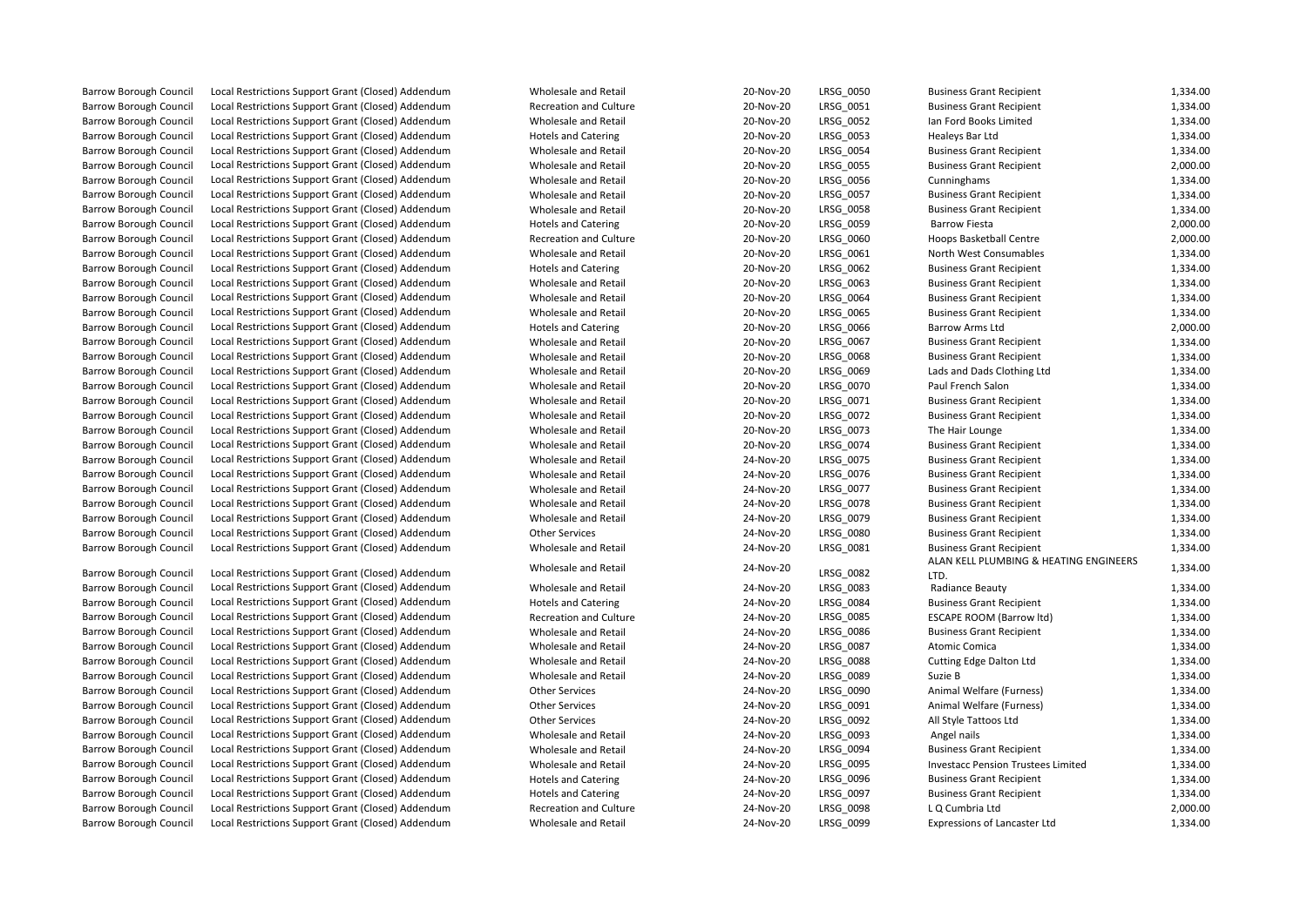| | | | | | | |
|---|---|---|---|---|---|---|
| Barrow Borough Council | Local Restrictions Support Grant (Closed) Addendum | Wholesale and Retail | 20-Nov-20 | LRSG_0050 | Business Grant Recipient | 1,334.00 |
| Barrow Borough Council | Local Restrictions Support Grant (Closed) Addendum | Recreation and Culture | 20-Nov-20 | LRSG_0051 | Business Grant Recipient | 1,334.00 |
| Barrow Borough Council | Local Restrictions Support Grant (Closed) Addendum | Wholesale and Retail | 20-Nov-20 | LRSG_0052 | Ian Ford Books Limited | 1,334.00 |
| Barrow Borough Council | Local Restrictions Support Grant (Closed) Addendum | Hotels and Catering | 20-Nov-20 | LRSG_0053 | Healeys Bar Ltd | 1,334.00 |
| Barrow Borough Council | Local Restrictions Support Grant (Closed) Addendum | Wholesale and Retail | 20-Nov-20 | LRSG_0054 | Business Grant Recipient | 1,334.00 |
| Barrow Borough Council | Local Restrictions Support Grant (Closed) Addendum | Wholesale and Retail | 20-Nov-20 | LRSG_0055 | Business Grant Recipient | 2,000.00 |
| Barrow Borough Council | Local Restrictions Support Grant (Closed) Addendum | Wholesale and Retail | 20-Nov-20 | LRSG_0056 | Cunninghams | 1,334.00 |
| Barrow Borough Council | Local Restrictions Support Grant (Closed) Addendum | Wholesale and Retail | 20-Nov-20 | LRSG_0057 | Business Grant Recipient | 1,334.00 |
| Barrow Borough Council | Local Restrictions Support Grant (Closed) Addendum | Wholesale and Retail | 20-Nov-20 | LRSG_0058 | Business Grant Recipient | 1,334.00 |
| Barrow Borough Council | Local Restrictions Support Grant (Closed) Addendum | Hotels and Catering | 20-Nov-20 | LRSG_0059 | Barrow Fiesta | 2,000.00 |
| Barrow Borough Council | Local Restrictions Support Grant (Closed) Addendum | Recreation and Culture | 20-Nov-20 | LRSG_0060 | Hoops Basketball Centre | 2,000.00 |
| Barrow Borough Council | Local Restrictions Support Grant (Closed) Addendum | Wholesale and Retail | 20-Nov-20 | LRSG_0061 | North West Consumables | 1,334.00 |
| Barrow Borough Council | Local Restrictions Support Grant (Closed) Addendum | Hotels and Catering | 20-Nov-20 | LRSG_0062 | Business Grant Recipient | 1,334.00 |
| Barrow Borough Council | Local Restrictions Support Grant (Closed) Addendum | Wholesale and Retail | 20-Nov-20 | LRSG_0063 | Business Grant Recipient | 1,334.00 |
| Barrow Borough Council | Local Restrictions Support Grant (Closed) Addendum | Wholesale and Retail | 20-Nov-20 | LRSG_0064 | Business Grant Recipient | 1,334.00 |
| Barrow Borough Council | Local Restrictions Support Grant (Closed) Addendum | Wholesale and Retail | 20-Nov-20 | LRSG_0065 | Business Grant Recipient | 1,334.00 |
| Barrow Borough Council | Local Restrictions Support Grant (Closed) Addendum | Hotels and Catering | 20-Nov-20 | LRSG_0066 | Barrow Arms Ltd | 2,000.00 |
| Barrow Borough Council | Local Restrictions Support Grant (Closed) Addendum | Wholesale and Retail | 20-Nov-20 | LRSG_0067 | Business Grant Recipient | 1,334.00 |
| Barrow Borough Council | Local Restrictions Support Grant (Closed) Addendum | Wholesale and Retail | 20-Nov-20 | LRSG_0068 | Business Grant Recipient | 1,334.00 |
| Barrow Borough Council | Local Restrictions Support Grant (Closed) Addendum | Wholesale and Retail | 20-Nov-20 | LRSG_0069 | Lads and Dads Clothing Ltd | 1,334.00 |
| Barrow Borough Council | Local Restrictions Support Grant (Closed) Addendum | Wholesale and Retail | 20-Nov-20 | LRSG_0070 | Paul French Salon | 1,334.00 |
| Barrow Borough Council | Local Restrictions Support Grant (Closed) Addendum | Wholesale and Retail | 20-Nov-20 | LRSG_0071 | Business Grant Recipient | 1,334.00 |
| Barrow Borough Council | Local Restrictions Support Grant (Closed) Addendum | Wholesale and Retail | 20-Nov-20 | LRSG_0072 | Business Grant Recipient | 1,334.00 |
| Barrow Borough Council | Local Restrictions Support Grant (Closed) Addendum | Wholesale and Retail | 20-Nov-20 | LRSG_0073 | The Hair Lounge | 1,334.00 |
| Barrow Borough Council | Local Restrictions Support Grant (Closed) Addendum | Wholesale and Retail | 20-Nov-20 | LRSG_0074 | Business Grant Recipient | 1,334.00 |
| Barrow Borough Council | Local Restrictions Support Grant (Closed) Addendum | Wholesale and Retail | 24-Nov-20 | LRSG_0075 | Business Grant Recipient | 1,334.00 |
| Barrow Borough Council | Local Restrictions Support Grant (Closed) Addendum | Wholesale and Retail | 24-Nov-20 | LRSG_0076 | Business Grant Recipient | 1,334.00 |
| Barrow Borough Council | Local Restrictions Support Grant (Closed) Addendum | Wholesale and Retail | 24-Nov-20 | LRSG_0077 | Business Grant Recipient | 1,334.00 |
| Barrow Borough Council | Local Restrictions Support Grant (Closed) Addendum | Wholesale and Retail | 24-Nov-20 | LRSG_0078 | Business Grant Recipient | 1,334.00 |
| Barrow Borough Council | Local Restrictions Support Grant (Closed) Addendum | Wholesale and Retail | 24-Nov-20 | LRSG_0079 | Business Grant Recipient | 1,334.00 |
| Barrow Borough Council | Local Restrictions Support Grant (Closed) Addendum | Other Services | 24-Nov-20 | LRSG_0080 | Business Grant Recipient | 1,334.00 |
| Barrow Borough Council | Local Restrictions Support Grant (Closed) Addendum | Wholesale and Retail | 24-Nov-20 | LRSG_0081 | Business Grant Recipient | 1,334.00 |
| Barrow Borough Council | Local Restrictions Support Grant (Closed) Addendum | Wholesale and Retail | 24-Nov-20 | LRSG_0082 | ALAN KELL PLUMBING & HEATING ENGINEERS LTD. | 1,334.00 |
| Barrow Borough Council | Local Restrictions Support Grant (Closed) Addendum | Wholesale and Retail | 24-Nov-20 | LRSG_0083 | Radiance Beauty | 1,334.00 |
| Barrow Borough Council | Local Restrictions Support Grant (Closed) Addendum | Hotels and Catering | 24-Nov-20 | LRSG_0084 | Business Grant Recipient | 1,334.00 |
| Barrow Borough Council | Local Restrictions Support Grant (Closed) Addendum | Recreation and Culture | 24-Nov-20 | LRSG_0085 | ESCAPE ROOM (Barrow ltd) | 1,334.00 |
| Barrow Borough Council | Local Restrictions Support Grant (Closed) Addendum | Wholesale and Retail | 24-Nov-20 | LRSG_0086 | Business Grant Recipient | 1,334.00 |
| Barrow Borough Council | Local Restrictions Support Grant (Closed) Addendum | Wholesale and Retail | 24-Nov-20 | LRSG_0087 | Atomic Comica | 1,334.00 |
| Barrow Borough Council | Local Restrictions Support Grant (Closed) Addendum | Wholesale and Retail | 24-Nov-20 | LRSG_0088 | Cutting Edge Dalton Ltd | 1,334.00 |
| Barrow Borough Council | Local Restrictions Support Grant (Closed) Addendum | Wholesale and Retail | 24-Nov-20 | LRSG_0089 | Suzie B | 1,334.00 |
| Barrow Borough Council | Local Restrictions Support Grant (Closed) Addendum | Other Services | 24-Nov-20 | LRSG_0090 | Animal Welfare (Furness) | 1,334.00 |
| Barrow Borough Council | Local Restrictions Support Grant (Closed) Addendum | Other Services | 24-Nov-20 | LRSG_0091 | Animal Welfare (Furness) | 1,334.00 |
| Barrow Borough Council | Local Restrictions Support Grant (Closed) Addendum | Other Services | 24-Nov-20 | LRSG_0092 | All Style Tattoos Ltd | 1,334.00 |
| Barrow Borough Council | Local Restrictions Support Grant (Closed) Addendum | Wholesale and Retail | 24-Nov-20 | LRSG_0093 | Angel nails | 1,334.00 |
| Barrow Borough Council | Local Restrictions Support Grant (Closed) Addendum | Wholesale and Retail | 24-Nov-20 | LRSG_0094 | Business Grant Recipient | 1,334.00 |
| Barrow Borough Council | Local Restrictions Support Grant (Closed) Addendum | Wholesale and Retail | 24-Nov-20 | LRSG_0095 | Investacc Pension Trustees Limited | 1,334.00 |
| Barrow Borough Council | Local Restrictions Support Grant (Closed) Addendum | Hotels and Catering | 24-Nov-20 | LRSG_0096 | Business Grant Recipient | 1,334.00 |
| Barrow Borough Council | Local Restrictions Support Grant (Closed) Addendum | Hotels and Catering | 24-Nov-20 | LRSG_0097 | Business Grant Recipient | 1,334.00 |
| Barrow Borough Council | Local Restrictions Support Grant (Closed) Addendum | Recreation and Culture | 24-Nov-20 | LRSG_0098 | L Q Cumbria Ltd | 2,000.00 |
| Barrow Borough Council | Local Restrictions Support Grant (Closed) Addendum | Wholesale and Retail | 24-Nov-20 | LRSG_0099 | Expressions of Lancaster Ltd | 1,334.00 |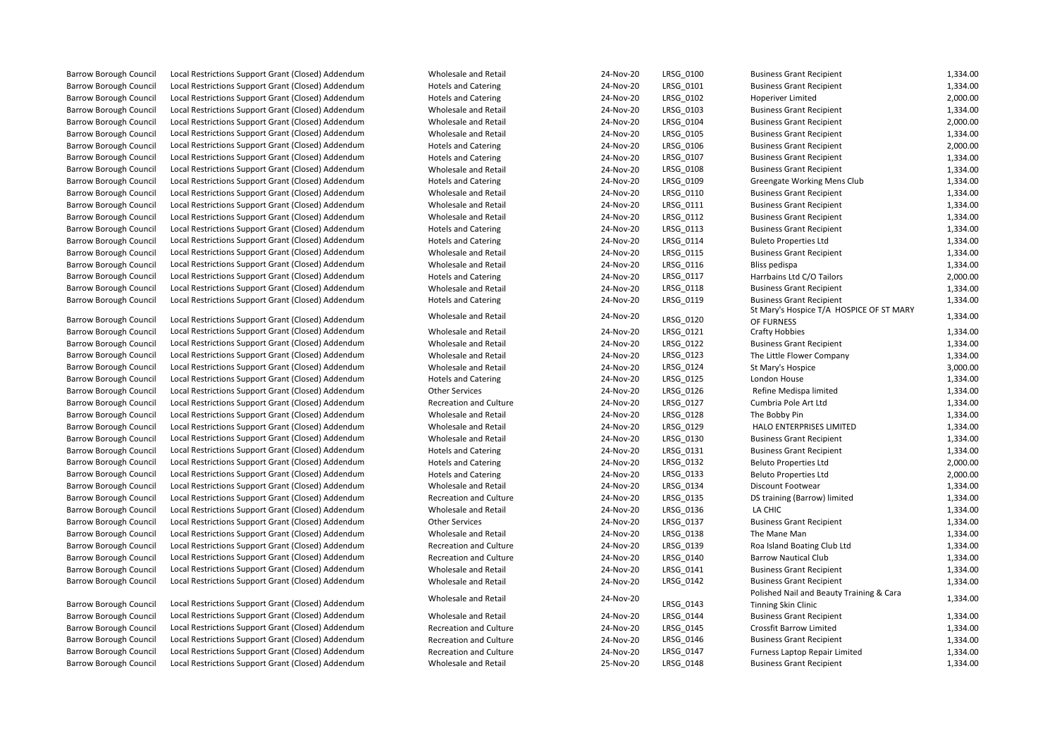| | | | | | | |
|---|---|---|---|---|---|---|
| Barrow Borough Council | Local Restrictions Support Grant (Closed) Addendum | Wholesale and Retail | 24-Nov-20 | LRSG_0100 | Business Grant Recipient | 1,334.00 |
| Barrow Borough Council | Local Restrictions Support Grant (Closed) Addendum | Hotels and Catering | 24-Nov-20 | LRSG_0101 | Business Grant Recipient | 1,334.00 |
| Barrow Borough Council | Local Restrictions Support Grant (Closed) Addendum | Hotels and Catering | 24-Nov-20 | LRSG_0102 | Hoperiver Limited | 2,000.00 |
| Barrow Borough Council | Local Restrictions Support Grant (Closed) Addendum | Wholesale and Retail | 24-Nov-20 | LRSG_0103 | Business Grant Recipient | 1,334.00 |
| Barrow Borough Council | Local Restrictions Support Grant (Closed) Addendum | Wholesale and Retail | 24-Nov-20 | LRSG_0104 | Business Grant Recipient | 2,000.00 |
| Barrow Borough Council | Local Restrictions Support Grant (Closed) Addendum | Wholesale and Retail | 24-Nov-20 | LRSG_0105 | Business Grant Recipient | 1,334.00 |
| Barrow Borough Council | Local Restrictions Support Grant (Closed) Addendum | Hotels and Catering | 24-Nov-20 | LRSG_0106 | Business Grant Recipient | 2,000.00 |
| Barrow Borough Council | Local Restrictions Support Grant (Closed) Addendum | Hotels and Catering | 24-Nov-20 | LRSG_0107 | Business Grant Recipient | 1,334.00 |
| Barrow Borough Council | Local Restrictions Support Grant (Closed) Addendum | Wholesale and Retail | 24-Nov-20 | LRSG_0108 | Business Grant Recipient | 1,334.00 |
| Barrow Borough Council | Local Restrictions Support Grant (Closed) Addendum | Hotels and Catering | 24-Nov-20 | LRSG_0109 | Greengate Working Mens Club | 1,334.00 |
| Barrow Borough Council | Local Restrictions Support Grant (Closed) Addendum | Wholesale and Retail | 24-Nov-20 | LRSG_0110 | Business Grant Recipient | 1,334.00 |
| Barrow Borough Council | Local Restrictions Support Grant (Closed) Addendum | Wholesale and Retail | 24-Nov-20 | LRSG_0111 | Business Grant Recipient | 1,334.00 |
| Barrow Borough Council | Local Restrictions Support Grant (Closed) Addendum | Wholesale and Retail | 24-Nov-20 | LRSG_0112 | Business Grant Recipient | 1,334.00 |
| Barrow Borough Council | Local Restrictions Support Grant (Closed) Addendum | Hotels and Catering | 24-Nov-20 | LRSG_0113 | Business Grant Recipient | 1,334.00 |
| Barrow Borough Council | Local Restrictions Support Grant (Closed) Addendum | Hotels and Catering | 24-Nov-20 | LRSG_0114 | Buleto Properties Ltd | 1,334.00 |
| Barrow Borough Council | Local Restrictions Support Grant (Closed) Addendum | Wholesale and Retail | 24-Nov-20 | LRSG_0115 | Business Grant Recipient | 1,334.00 |
| Barrow Borough Council | Local Restrictions Support Grant (Closed) Addendum | Wholesale and Retail | 24-Nov-20 | LRSG_0116 | Bliss pedispa | 1,334.00 |
| Barrow Borough Council | Local Restrictions Support Grant (Closed) Addendum | Hotels and Catering | 24-Nov-20 | LRSG_0117 | Harrbains Ltd C/O Tailors | 2,000.00 |
| Barrow Borough Council | Local Restrictions Support Grant (Closed) Addendum | Wholesale and Retail | 24-Nov-20 | LRSG_0118 | Business Grant Recipient | 1,334.00 |
| Barrow Borough Council | Local Restrictions Support Grant (Closed) Addendum | Hotels and Catering | 24-Nov-20 | LRSG_0119 | Business Grant Recipient | 1,334.00 |
| Barrow Borough Council | Local Restrictions Support Grant (Closed) Addendum | Wholesale and Retail | 24-Nov-20 | LRSG_0120 | St Mary's Hospice T/A HOSPICE OF ST MARY OF FURNESS | 1,334.00 |
| Barrow Borough Council | Local Restrictions Support Grant (Closed) Addendum | Wholesale and Retail | 24-Nov-20 | LRSG_0121 | Crafty Hobbies | 1,334.00 |
| Barrow Borough Council | Local Restrictions Support Grant (Closed) Addendum | Wholesale and Retail | 24-Nov-20 | LRSG_0122 | Business Grant Recipient | 1,334.00 |
| Barrow Borough Council | Local Restrictions Support Grant (Closed) Addendum | Wholesale and Retail | 24-Nov-20 | LRSG_0123 | The Little Flower Company | 1,334.00 |
| Barrow Borough Council | Local Restrictions Support Grant (Closed) Addendum | Wholesale and Retail | 24-Nov-20 | LRSG_0124 | St Mary's Hospice | 3,000.00 |
| Barrow Borough Council | Local Restrictions Support Grant (Closed) Addendum | Hotels and Catering | 24-Nov-20 | LRSG_0125 | London House | 1,334.00 |
| Barrow Borough Council | Local Restrictions Support Grant (Closed) Addendum | Other Services | 24-Nov-20 | LRSG_0126 | Refine Medispa limited | 1,334.00 |
| Barrow Borough Council | Local Restrictions Support Grant (Closed) Addendum | Recreation and Culture | 24-Nov-20 | LRSG_0127 | Cumbria Pole Art Ltd | 1,334.00 |
| Barrow Borough Council | Local Restrictions Support Grant (Closed) Addendum | Wholesale and Retail | 24-Nov-20 | LRSG_0128 | The Bobby Pin | 1,334.00 |
| Barrow Borough Council | Local Restrictions Support Grant (Closed) Addendum | Wholesale and Retail | 24-Nov-20 | LRSG_0129 | HALO ENTERPRISES LIMITED | 1,334.00 |
| Barrow Borough Council | Local Restrictions Support Grant (Closed) Addendum | Wholesale and Retail | 24-Nov-20 | LRSG_0130 | Business Grant Recipient | 1,334.00 |
| Barrow Borough Council | Local Restrictions Support Grant (Closed) Addendum | Hotels and Catering | 24-Nov-20 | LRSG_0131 | Business Grant Recipient | 1,334.00 |
| Barrow Borough Council | Local Restrictions Support Grant (Closed) Addendum | Hotels and Catering | 24-Nov-20 | LRSG_0132 | Beluto Properties Ltd | 2,000.00 |
| Barrow Borough Council | Local Restrictions Support Grant (Closed) Addendum | Hotels and Catering | 24-Nov-20 | LRSG_0133 | Beluto Properties Ltd | 2,000.00 |
| Barrow Borough Council | Local Restrictions Support Grant (Closed) Addendum | Wholesale and Retail | 24-Nov-20 | LRSG_0134 | Discount Footwear | 1,334.00 |
| Barrow Borough Council | Local Restrictions Support Grant (Closed) Addendum | Recreation and Culture | 24-Nov-20 | LRSG_0135 | DS training (Barrow) limited | 1,334.00 |
| Barrow Borough Council | Local Restrictions Support Grant (Closed) Addendum | Wholesale and Retail | 24-Nov-20 | LRSG_0136 | LA CHIC | 1,334.00 |
| Barrow Borough Council | Local Restrictions Support Grant (Closed) Addendum | Other Services | 24-Nov-20 | LRSG_0137 | Business Grant Recipient | 1,334.00 |
| Barrow Borough Council | Local Restrictions Support Grant (Closed) Addendum | Wholesale and Retail | 24-Nov-20 | LRSG_0138 | The Mane Man | 1,334.00 |
| Barrow Borough Council | Local Restrictions Support Grant (Closed) Addendum | Recreation and Culture | 24-Nov-20 | LRSG_0139 | Roa Island Boating Club Ltd | 1,334.00 |
| Barrow Borough Council | Local Restrictions Support Grant (Closed) Addendum | Recreation and Culture | 24-Nov-20 | LRSG_0140 | Barrow Nautical Club | 1,334.00 |
| Barrow Borough Council | Local Restrictions Support Grant (Closed) Addendum | Wholesale and Retail | 24-Nov-20 | LRSG_0141 | Business Grant Recipient | 1,334.00 |
| Barrow Borough Council | Local Restrictions Support Grant (Closed) Addendum | Wholesale and Retail | 24-Nov-20 | LRSG_0142 | Business Grant Recipient | 1,334.00 |
| Barrow Borough Council | Local Restrictions Support Grant (Closed) Addendum | Wholesale and Retail | 24-Nov-20 | LRSG_0143 | Polished Nail and Beauty Training & Cara Tinning Skin Clinic | 1,334.00 |
| Barrow Borough Council | Local Restrictions Support Grant (Closed) Addendum | Wholesale and Retail | 24-Nov-20 | LRSG_0144 | Business Grant Recipient | 1,334.00 |
| Barrow Borough Council | Local Restrictions Support Grant (Closed) Addendum | Recreation and Culture | 24-Nov-20 | LRSG_0145 | Crossfit Barrow Limited | 1,334.00 |
| Barrow Borough Council | Local Restrictions Support Grant (Closed) Addendum | Recreation and Culture | 24-Nov-20 | LRSG_0146 | Business Grant Recipient | 1,334.00 |
| Barrow Borough Council | Local Restrictions Support Grant (Closed) Addendum | Recreation and Culture | 24-Nov-20 | LRSG_0147 | Furness Laptop Repair Limited | 1,334.00 |
| Barrow Borough Council | Local Restrictions Support Grant (Closed) Addendum | Wholesale and Retail | 25-Nov-20 | LRSG_0148 | Business Grant Recipient | 1,334.00 |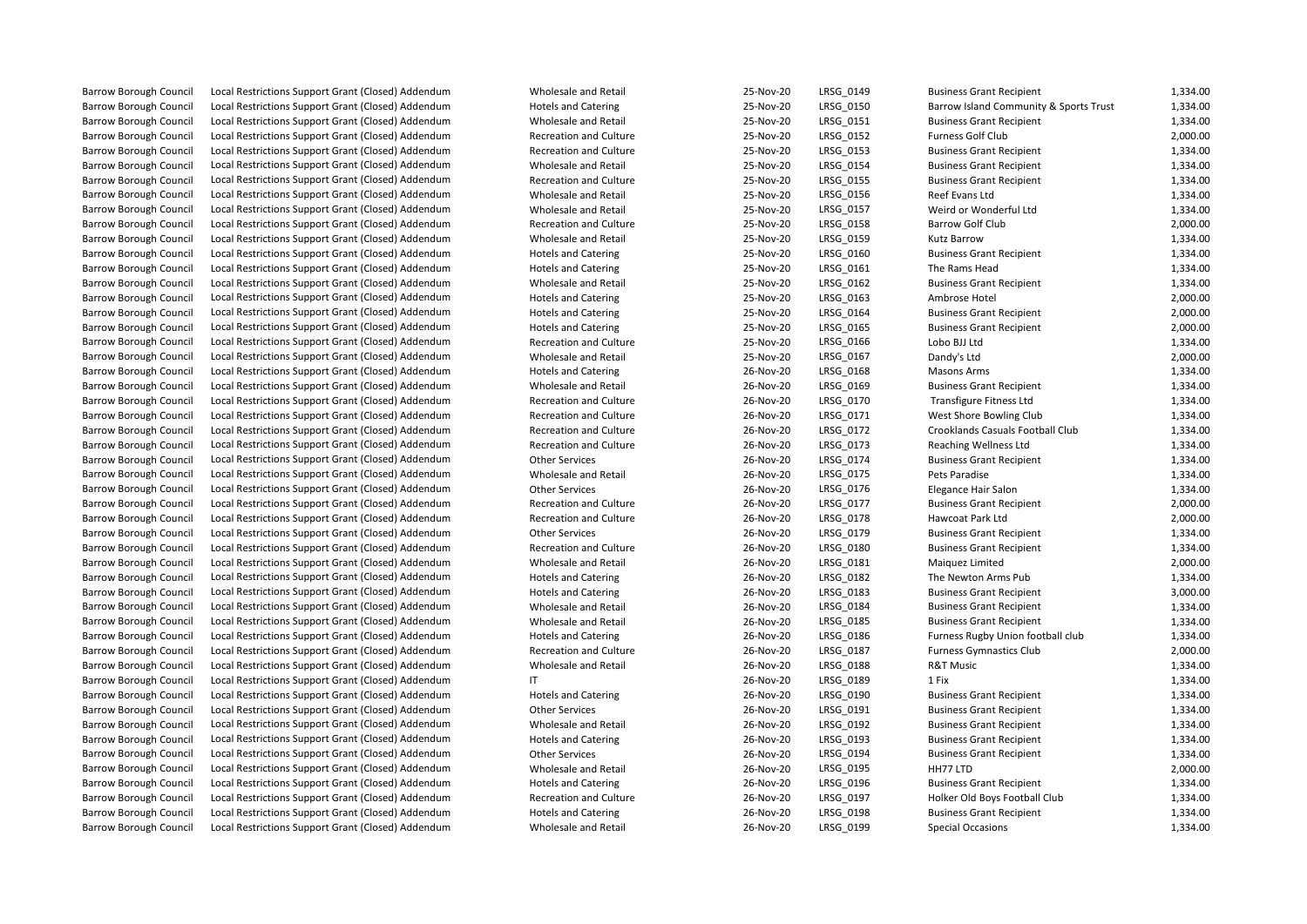| | | | | | | |
|---|---|---|---|---|---|---|
| Barrow Borough Council | Local Restrictions Support Grant (Closed) Addendum | Wholesale and Retail | 25-Nov-20 | LRSG_0149 | Business Grant Recipient | 1,334.00 |
| Barrow Borough Council | Local Restrictions Support Grant (Closed) Addendum | Hotels and Catering | 25-Nov-20 | LRSG_0150 | Barrow Island Community & Sports Trust | 1,334.00 |
| Barrow Borough Council | Local Restrictions Support Grant (Closed) Addendum | Wholesale and Retail | 25-Nov-20 | LRSG_0151 | Business Grant Recipient | 1,334.00 |
| Barrow Borough Council | Local Restrictions Support Grant (Closed) Addendum | Recreation and Culture | 25-Nov-20 | LRSG_0152 | Furness Golf Club | 2,000.00 |
| Barrow Borough Council | Local Restrictions Support Grant (Closed) Addendum | Recreation and Culture | 25-Nov-20 | LRSG_0153 | Business Grant Recipient | 1,334.00 |
| Barrow Borough Council | Local Restrictions Support Grant (Closed) Addendum | Wholesale and Retail | 25-Nov-20 | LRSG_0154 | Business Grant Recipient | 1,334.00 |
| Barrow Borough Council | Local Restrictions Support Grant (Closed) Addendum | Recreation and Culture | 25-Nov-20 | LRSG_0155 | Business Grant Recipient | 1,334.00 |
| Barrow Borough Council | Local Restrictions Support Grant (Closed) Addendum | Wholesale and Retail | 25-Nov-20 | LRSG_0156 | Reef Evans Ltd | 1,334.00 |
| Barrow Borough Council | Local Restrictions Support Grant (Closed) Addendum | Wholesale and Retail | 25-Nov-20 | LRSG_0157 | Weird or Wonderful Ltd | 1,334.00 |
| Barrow Borough Council | Local Restrictions Support Grant (Closed) Addendum | Recreation and Culture | 25-Nov-20 | LRSG_0158 | Barrow Golf Club | 2,000.00 |
| Barrow Borough Council | Local Restrictions Support Grant (Closed) Addendum | Wholesale and Retail | 25-Nov-20 | LRSG_0159 | Kutz Barrow | 1,334.00 |
| Barrow Borough Council | Local Restrictions Support Grant (Closed) Addendum | Hotels and Catering | 25-Nov-20 | LRSG_0160 | Business Grant Recipient | 1,334.00 |
| Barrow Borough Council | Local Restrictions Support Grant (Closed) Addendum | Hotels and Catering | 25-Nov-20 | LRSG_0161 | The Rams Head | 1,334.00 |
| Barrow Borough Council | Local Restrictions Support Grant (Closed) Addendum | Wholesale and Retail | 25-Nov-20 | LRSG_0162 | Business Grant Recipient | 1,334.00 |
| Barrow Borough Council | Local Restrictions Support Grant (Closed) Addendum | Hotels and Catering | 25-Nov-20 | LRSG_0163 | Ambrose Hotel | 2,000.00 |
| Barrow Borough Council | Local Restrictions Support Grant (Closed) Addendum | Hotels and Catering | 25-Nov-20 | LRSG_0164 | Business Grant Recipient | 2,000.00 |
| Barrow Borough Council | Local Restrictions Support Grant (Closed) Addendum | Hotels and Catering | 25-Nov-20 | LRSG_0165 | Business Grant Recipient | 2,000.00 |
| Barrow Borough Council | Local Restrictions Support Grant (Closed) Addendum | Recreation and Culture | 25-Nov-20 | LRSG_0166 | Lobo BJJ Ltd | 1,334.00 |
| Barrow Borough Council | Local Restrictions Support Grant (Closed) Addendum | Wholesale and Retail | 25-Nov-20 | LRSG_0167 | Dandy's Ltd | 2,000.00 |
| Barrow Borough Council | Local Restrictions Support Grant (Closed) Addendum | Hotels and Catering | 26-Nov-20 | LRSG_0168 | Masons Arms | 1,334.00 |
| Barrow Borough Council | Local Restrictions Support Grant (Closed) Addendum | Wholesale and Retail | 26-Nov-20 | LRSG_0169 | Business Grant Recipient | 1,334.00 |
| Barrow Borough Council | Local Restrictions Support Grant (Closed) Addendum | Recreation and Culture | 26-Nov-20 | LRSG_0170 | Transfigure Fitness Ltd | 1,334.00 |
| Barrow Borough Council | Local Restrictions Support Grant (Closed) Addendum | Recreation and Culture | 26-Nov-20 | LRSG_0171 | West Shore Bowling Club | 1,334.00 |
| Barrow Borough Council | Local Restrictions Support Grant (Closed) Addendum | Recreation and Culture | 26-Nov-20 | LRSG_0172 | Crooklands Casuals Football Club | 1,334.00 |
| Barrow Borough Council | Local Restrictions Support Grant (Closed) Addendum | Recreation and Culture | 26-Nov-20 | LRSG_0173 | Reaching Wellness Ltd | 1,334.00 |
| Barrow Borough Council | Local Restrictions Support Grant (Closed) Addendum | Other Services | 26-Nov-20 | LRSG_0174 | Business Grant Recipient | 1,334.00 |
| Barrow Borough Council | Local Restrictions Support Grant (Closed) Addendum | Wholesale and Retail | 26-Nov-20 | LRSG_0175 | Pets Paradise | 1,334.00 |
| Barrow Borough Council | Local Restrictions Support Grant (Closed) Addendum | Other Services | 26-Nov-20 | LRSG_0176 | Elegance Hair Salon | 1,334.00 |
| Barrow Borough Council | Local Restrictions Support Grant (Closed) Addendum | Recreation and Culture | 26-Nov-20 | LRSG_0177 | Business Grant Recipient | 2,000.00 |
| Barrow Borough Council | Local Restrictions Support Grant (Closed) Addendum | Recreation and Culture | 26-Nov-20 | LRSG_0178 | Hawcoat Park Ltd | 2,000.00 |
| Barrow Borough Council | Local Restrictions Support Grant (Closed) Addendum | Other Services | 26-Nov-20 | LRSG_0179 | Business Grant Recipient | 1,334.00 |
| Barrow Borough Council | Local Restrictions Support Grant (Closed) Addendum | Recreation and Culture | 26-Nov-20 | LRSG_0180 | Business Grant Recipient | 1,334.00 |
| Barrow Borough Council | Local Restrictions Support Grant (Closed) Addendum | Wholesale and Retail | 26-Nov-20 | LRSG_0181 | Maiquez Limited | 2,000.00 |
| Barrow Borough Council | Local Restrictions Support Grant (Closed) Addendum | Hotels and Catering | 26-Nov-20 | LRSG_0182 | The Newton Arms Pub | 1,334.00 |
| Barrow Borough Council | Local Restrictions Support Grant (Closed) Addendum | Hotels and Catering | 26-Nov-20 | LRSG_0183 | Business Grant Recipient | 3,000.00 |
| Barrow Borough Council | Local Restrictions Support Grant (Closed) Addendum | Wholesale and Retail | 26-Nov-20 | LRSG_0184 | Business Grant Recipient | 1,334.00 |
| Barrow Borough Council | Local Restrictions Support Grant (Closed) Addendum | Wholesale and Retail | 26-Nov-20 | LRSG_0185 | Business Grant Recipient | 1,334.00 |
| Barrow Borough Council | Local Restrictions Support Grant (Closed) Addendum | Hotels and Catering | 26-Nov-20 | LRSG_0186 | Furness Rugby Union football club | 1,334.00 |
| Barrow Borough Council | Local Restrictions Support Grant (Closed) Addendum | Recreation and Culture | 26-Nov-20 | LRSG_0187 | Furness Gymnastics Club | 2,000.00 |
| Barrow Borough Council | Local Restrictions Support Grant (Closed) Addendum | Wholesale and Retail | 26-Nov-20 | LRSG_0188 | R&T Music | 1,334.00 |
| Barrow Borough Council | Local Restrictions Support Grant (Closed) Addendum | IT | 26-Nov-20 | LRSG_0189 | 1 Fix | 1,334.00 |
| Barrow Borough Council | Local Restrictions Support Grant (Closed) Addendum | Hotels and Catering | 26-Nov-20 | LRSG_0190 | Business Grant Recipient | 1,334.00 |
| Barrow Borough Council | Local Restrictions Support Grant (Closed) Addendum | Other Services | 26-Nov-20 | LRSG_0191 | Business Grant Recipient | 1,334.00 |
| Barrow Borough Council | Local Restrictions Support Grant (Closed) Addendum | Wholesale and Retail | 26-Nov-20 | LRSG_0192 | Business Grant Recipient | 1,334.00 |
| Barrow Borough Council | Local Restrictions Support Grant (Closed) Addendum | Hotels and Catering | 26-Nov-20 | LRSG_0193 | Business Grant Recipient | 1,334.00 |
| Barrow Borough Council | Local Restrictions Support Grant (Closed) Addendum | Other Services | 26-Nov-20 | LRSG_0194 | Business Grant Recipient | 1,334.00 |
| Barrow Borough Council | Local Restrictions Support Grant (Closed) Addendum | Wholesale and Retail | 26-Nov-20 | LRSG_0195 | HH77 LTD | 2,000.00 |
| Barrow Borough Council | Local Restrictions Support Grant (Closed) Addendum | Hotels and Catering | 26-Nov-20 | LRSG_0196 | Business Grant Recipient | 1,334.00 |
| Barrow Borough Council | Local Restrictions Support Grant (Closed) Addendum | Recreation and Culture | 26-Nov-20 | LRSG_0197 | Holker Old Boys Football Club | 1,334.00 |
| Barrow Borough Council | Local Restrictions Support Grant (Closed) Addendum | Hotels and Catering | 26-Nov-20 | LRSG_0198 | Business Grant Recipient | 1,334.00 |
| Barrow Borough Council | Local Restrictions Support Grant (Closed) Addendum | Wholesale and Retail | 26-Nov-20 | LRSG_0199 | Special Occasions | 1,334.00 |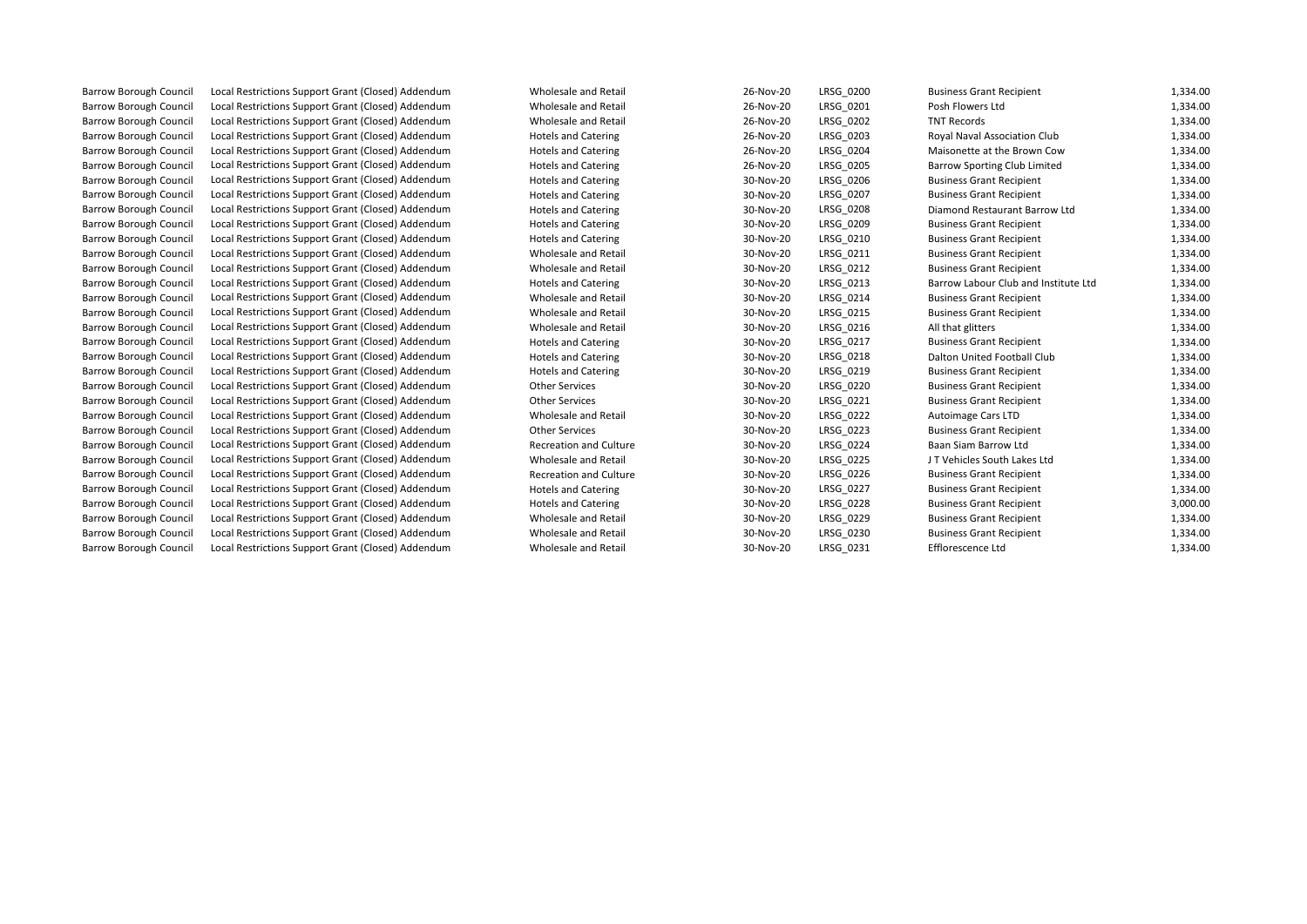| | | | | | | |
|---|---|---|---|---|---|---|
| Barrow Borough Council | Local Restrictions Support Grant (Closed) Addendum | Wholesale and Retail | 26-Nov-20 | LRSG_0200 | Business Grant Recipient | 1,334.00 |
| Barrow Borough Council | Local Restrictions Support Grant (Closed) Addendum | Wholesale and Retail | 26-Nov-20 | LRSG_0201 | Posh Flowers Ltd | 1,334.00 |
| Barrow Borough Council | Local Restrictions Support Grant (Closed) Addendum | Wholesale and Retail | 26-Nov-20 | LRSG_0202 | TNT Records | 1,334.00 |
| Barrow Borough Council | Local Restrictions Support Grant (Closed) Addendum | Hotels and Catering | 26-Nov-20 | LRSG_0203 | Royal Naval Association Club | 1,334.00 |
| Barrow Borough Council | Local Restrictions Support Grant (Closed) Addendum | Hotels and Catering | 26-Nov-20 | LRSG_0204 | Maisonette at the Brown Cow | 1,334.00 |
| Barrow Borough Council | Local Restrictions Support Grant (Closed) Addendum | Hotels and Catering | 26-Nov-20 | LRSG_0205 | Barrow Sporting Club Limited | 1,334.00 |
| Barrow Borough Council | Local Restrictions Support Grant (Closed) Addendum | Hotels and Catering | 30-Nov-20 | LRSG_0206 | Business Grant Recipient | 1,334.00 |
| Barrow Borough Council | Local Restrictions Support Grant (Closed) Addendum | Hotels and Catering | 30-Nov-20 | LRSG_0207 | Business Grant Recipient | 1,334.00 |
| Barrow Borough Council | Local Restrictions Support Grant (Closed) Addendum | Hotels and Catering | 30-Nov-20 | LRSG_0208 | Diamond Restaurant Barrow Ltd | 1,334.00 |
| Barrow Borough Council | Local Restrictions Support Grant (Closed) Addendum | Hotels and Catering | 30-Nov-20 | LRSG_0209 | Business Grant Recipient | 1,334.00 |
| Barrow Borough Council | Local Restrictions Support Grant (Closed) Addendum | Hotels and Catering | 30-Nov-20 | LRSG_0210 | Business Grant Recipient | 1,334.00 |
| Barrow Borough Council | Local Restrictions Support Grant (Closed) Addendum | Wholesale and Retail | 30-Nov-20 | LRSG_0211 | Business Grant Recipient | 1,334.00 |
| Barrow Borough Council | Local Restrictions Support Grant (Closed) Addendum | Wholesale and Retail | 30-Nov-20 | LRSG_0212 | Business Grant Recipient | 1,334.00 |
| Barrow Borough Council | Local Restrictions Support Grant (Closed) Addendum | Hotels and Catering | 30-Nov-20 | LRSG_0213 | Barrow Labour Club and Institute Ltd | 1,334.00 |
| Barrow Borough Council | Local Restrictions Support Grant (Closed) Addendum | Wholesale and Retail | 30-Nov-20 | LRSG_0214 | Business Grant Recipient | 1,334.00 |
| Barrow Borough Council | Local Restrictions Support Grant (Closed) Addendum | Wholesale and Retail | 30-Nov-20 | LRSG_0215 | Business Grant Recipient | 1,334.00 |
| Barrow Borough Council | Local Restrictions Support Grant (Closed) Addendum | Wholesale and Retail | 30-Nov-20 | LRSG_0216 | All that glitters | 1,334.00 |
| Barrow Borough Council | Local Restrictions Support Grant (Closed) Addendum | Hotels and Catering | 30-Nov-20 | LRSG_0217 | Business Grant Recipient | 1,334.00 |
| Barrow Borough Council | Local Restrictions Support Grant (Closed) Addendum | Hotels and Catering | 30-Nov-20 | LRSG_0218 | Dalton United Football Club | 1,334.00 |
| Barrow Borough Council | Local Restrictions Support Grant (Closed) Addendum | Hotels and Catering | 30-Nov-20 | LRSG_0219 | Business Grant Recipient | 1,334.00 |
| Barrow Borough Council | Local Restrictions Support Grant (Closed) Addendum | Other Services | 30-Nov-20 | LRSG_0220 | Business Grant Recipient | 1,334.00 |
| Barrow Borough Council | Local Restrictions Support Grant (Closed) Addendum | Other Services | 30-Nov-20 | LRSG_0221 | Business Grant Recipient | 1,334.00 |
| Barrow Borough Council | Local Restrictions Support Grant (Closed) Addendum | Wholesale and Retail | 30-Nov-20 | LRSG_0222 | Autoimage Cars LTD | 1,334.00 |
| Barrow Borough Council | Local Restrictions Support Grant (Closed) Addendum | Other Services | 30-Nov-20 | LRSG_0223 | Business Grant Recipient | 1,334.00 |
| Barrow Borough Council | Local Restrictions Support Grant (Closed) Addendum | Recreation and Culture | 30-Nov-20 | LRSG_0224 | Baan Siam Barrow Ltd | 1,334.00 |
| Barrow Borough Council | Local Restrictions Support Grant (Closed) Addendum | Wholesale and Retail | 30-Nov-20 | LRSG_0225 | J T Vehicles South Lakes Ltd | 1,334.00 |
| Barrow Borough Council | Local Restrictions Support Grant (Closed) Addendum | Recreation and Culture | 30-Nov-20 | LRSG_0226 | Business Grant Recipient | 1,334.00 |
| Barrow Borough Council | Local Restrictions Support Grant (Closed) Addendum | Hotels and Catering | 30-Nov-20 | LRSG_0227 | Business Grant Recipient | 1,334.00 |
| Barrow Borough Council | Local Restrictions Support Grant (Closed) Addendum | Hotels and Catering | 30-Nov-20 | LRSG_0228 | Business Grant Recipient | 3,000.00 |
| Barrow Borough Council | Local Restrictions Support Grant (Closed) Addendum | Wholesale and Retail | 30-Nov-20 | LRSG_0229 | Business Grant Recipient | 1,334.00 |
| Barrow Borough Council | Local Restrictions Support Grant (Closed) Addendum | Wholesale and Retail | 30-Nov-20 | LRSG_0230 | Business Grant Recipient | 1,334.00 |
| Barrow Borough Council | Local Restrictions Support Grant (Closed) Addendum | Wholesale and Retail | 30-Nov-20 | LRSG_0231 | Efflorescence Ltd | 1,334.00 |